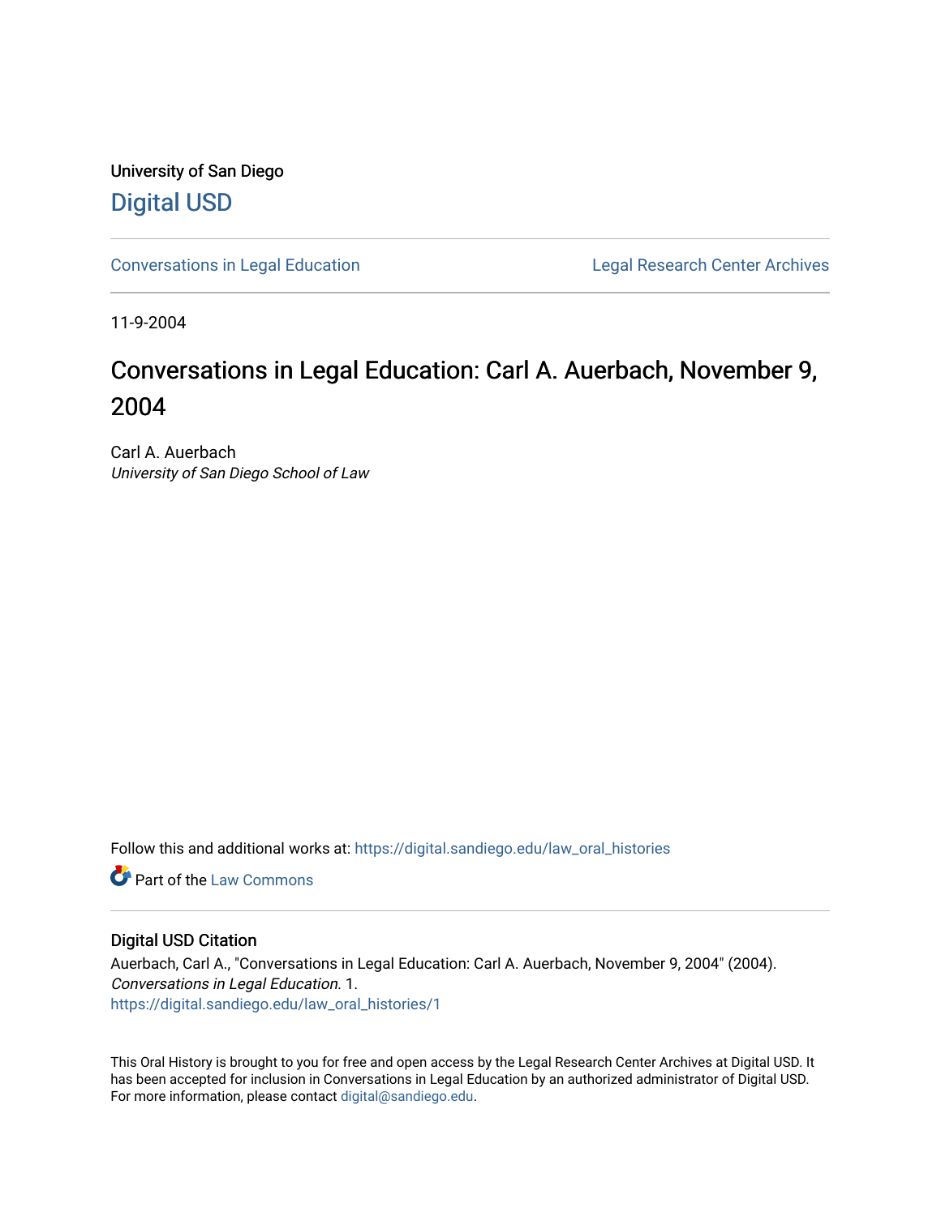University of San Diego

# Digital USD

Conversations in Legal Education | Legal Research Center Archives

11-9-2004

# Conversations in Legal Education: Carl A. Auerbach, November 9, 2004

Carl A. Auerbach
*University of San Diego School of Law*

Follow this and additional works at: https://digital.sandiego.edu/law_oral_histories

Part of the Law Commons

## Digital USD Citation

Auerbach, Carl A., "Conversations in Legal Education: Carl A. Auerbach, November 9, 2004" (2004). *Conversations in Legal Education*. 1.
https://digital.sandiego.edu/law_oral_histories/1

This Oral History is brought to you for free and open access by the Legal Research Center Archives at Digital USD. It has been accepted for inclusion in Conversations in Legal Education by an authorized administrator of Digital USD. For more information, please contact digital@sandiego.edu.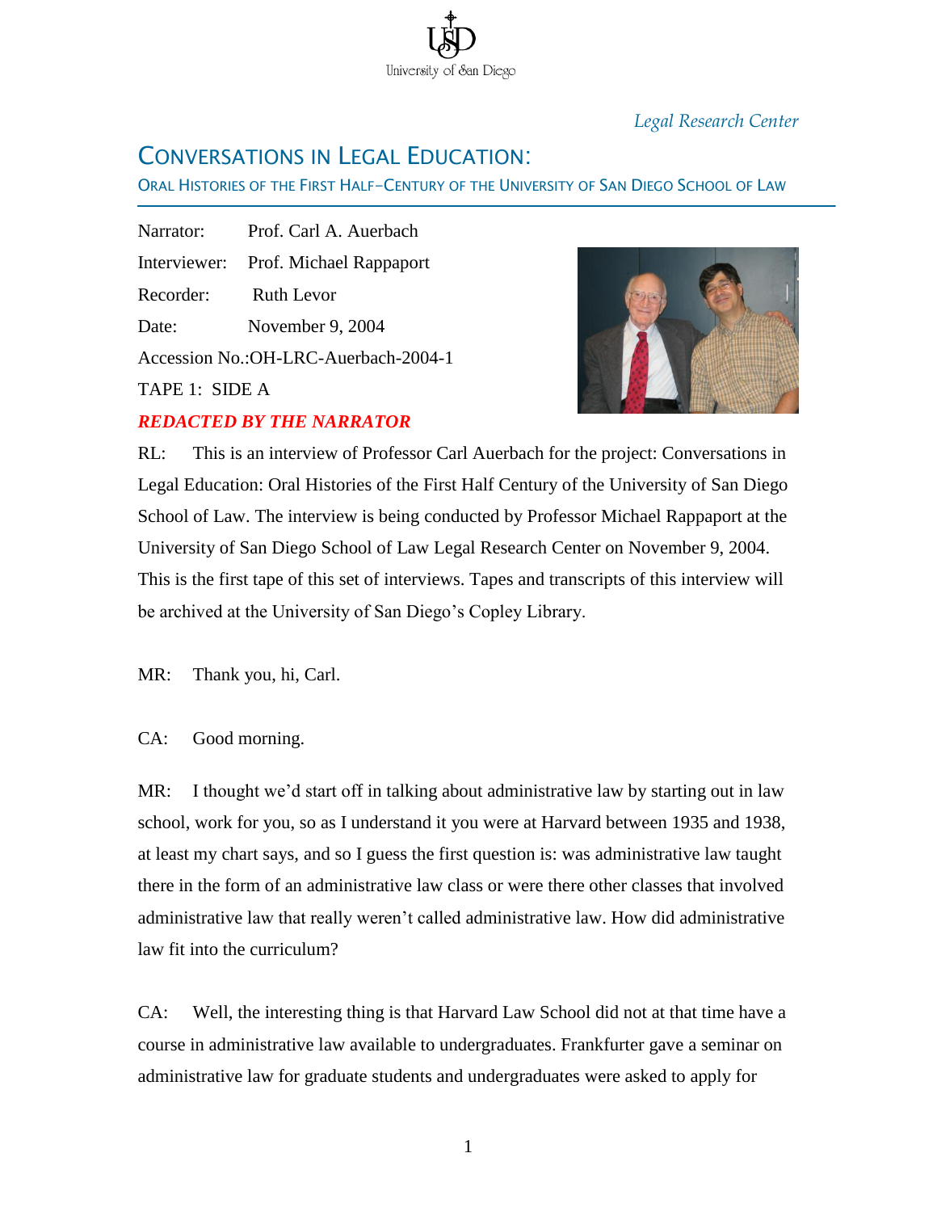*Legal Research Center*

# CONVERSATIONS IN LEGAL EDUCATION:

## ORAL HISTORIES OF THE FIRST HALF-CENTURY OF THE UNIVERSITY OF SAN DIEGO SCHOOL OF LAW

Narrator: Prof. Carl A. Auerbach

Interviewer: Prof. Michael Rappaport

Recorder: Ruth Levor

Date: November 9, 2004

Accession No.:OH-LRC-Auerbach-2004-1

TAPE 1: SIDE A

***REDACTED BY THE NARRATOR***

RL: This is an interview of Professor Carl Auerbach for the project: Conversations in Legal Education: Oral Histories of the First Half Century of the University of San Diego School of Law. The interview is being conducted by Professor Michael Rappaport at the University of San Diego School of Law Legal Research Center on November 9, 2004. This is the first tape of this set of interviews. Tapes and transcripts of this interview will be archived at the University of San Diego's Copley Library.

MR: Thank you, hi, Carl.

CA: Good morning.

MR: I thought we'd start off in talking about administrative law by starting out in law school, work for you, so as I understand it you were at Harvard between 1935 and 1938, at least my chart says, and so I guess the first question is: was administrative law taught there in the form of an administrative law class or were there other classes that involved administrative law that really weren't called administrative law. How did administrative law fit into the curriculum?

CA: Well, the interesting thing is that Harvard Law School did not at that time have a course in administrative law available to undergraduates. Frankfurter gave a seminar on administrative law for graduate students and undergraduates were asked to apply for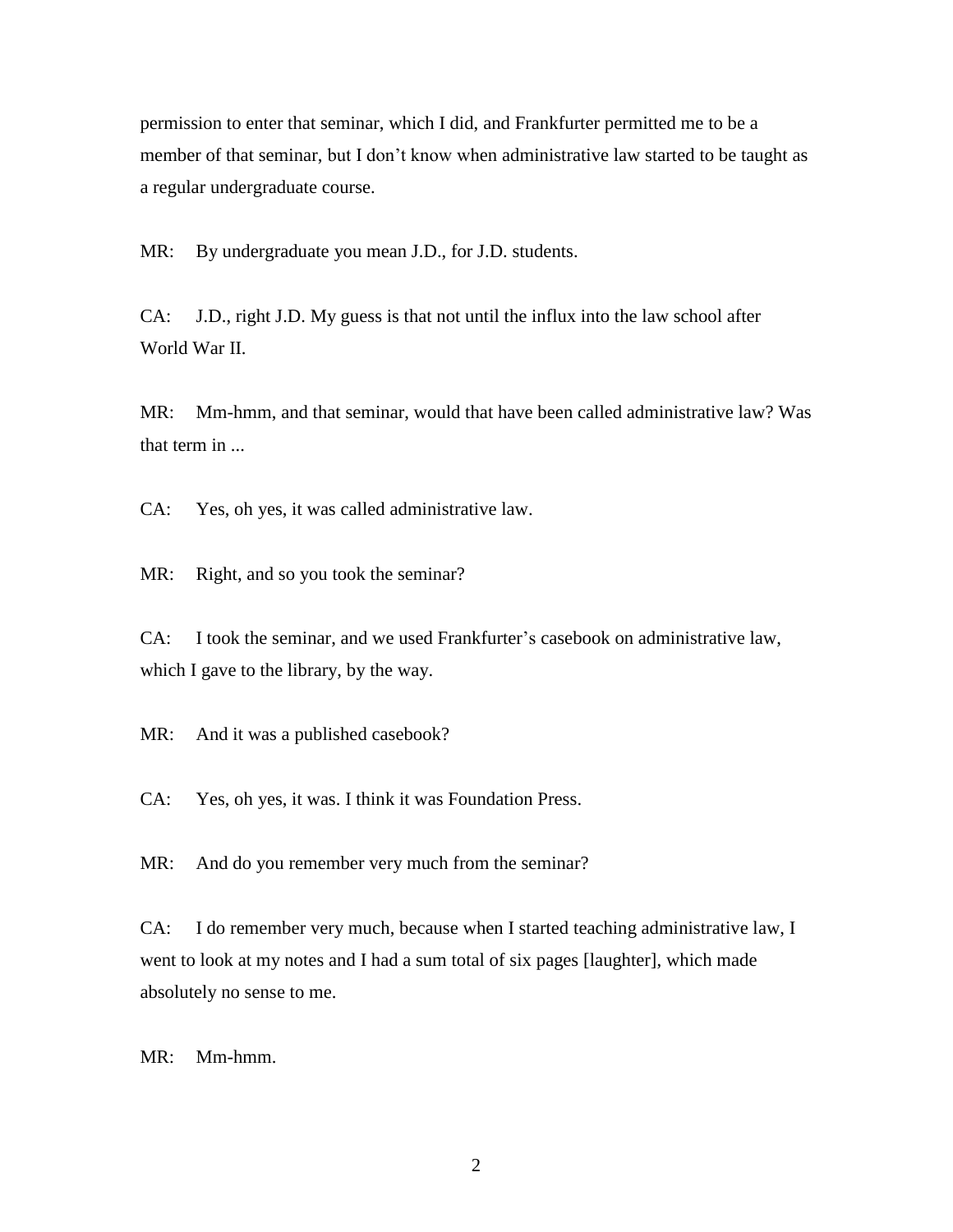permission to enter that seminar, which I did, and Frankfurter permitted me to be a member of that seminar, but I don't know when administrative law started to be taught as a regular undergraduate course.

MR: By undergraduate you mean J.D., for J.D. students.

CA: J.D., right J.D. My guess is that not until the influx into the law school after World War II.

MR: Mm-hmm, and that seminar, would that have been called administrative law? Was that term in ...

CA: Yes, oh yes, it was called administrative law.

MR: Right, and so you took the seminar?

CA: I took the seminar, and we used Frankfurter's casebook on administrative law, which I gave to the library, by the way.

MR: And it was a published casebook?

CA: Yes, oh yes, it was. I think it was Foundation Press.

MR: And do you remember very much from the seminar?

CA: I do remember very much, because when I started teaching administrative law, I went to look at my notes and I had a sum total of six pages [laughter], which made absolutely no sense to me.

MR: Mm-hmm.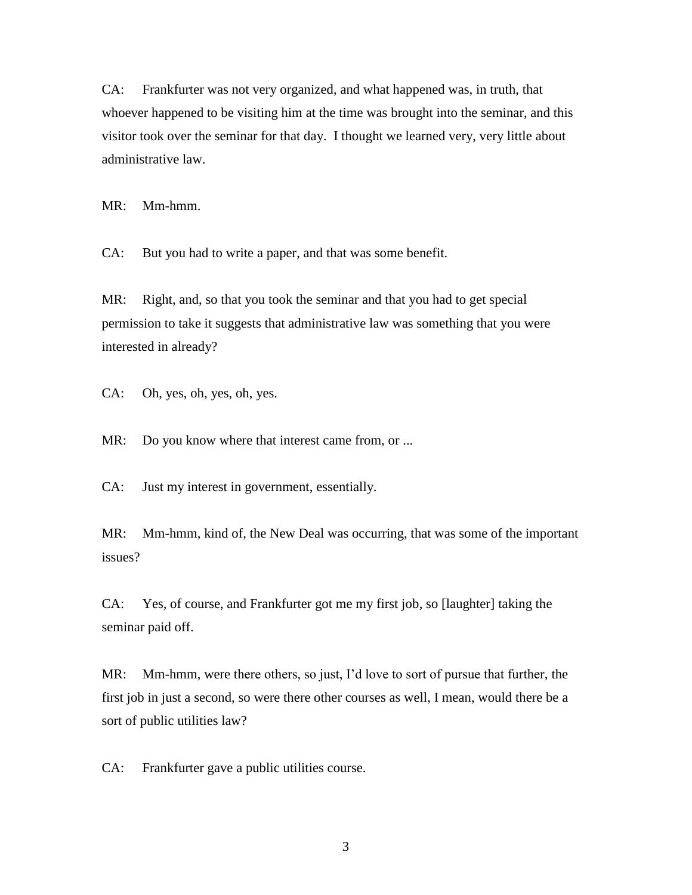CA: Frankfurter was not very organized, and what happened was, in truth, that whoever happened to be visiting him at the time was brought into the seminar, and this visitor took over the seminar for that day. I thought we learned very, very little about administrative law.

MR: Mm-hmm.

CA: But you had to write a paper, and that was some benefit.

MR: Right, and, so that you took the seminar and that you had to get special permission to take it suggests that administrative law was something that you were interested in already?

CA: Oh, yes, oh, yes, oh, yes.

MR: Do you know where that interest came from, or ...

CA: Just my interest in government, essentially.

MR: Mm-hmm, kind of, the New Deal was occurring, that was some of the important issues?

CA: Yes, of course, and Frankfurter got me my first job, so [laughter] taking the seminar paid off.

MR: Mm-hmm, were there others, so just, I'd love to sort of pursue that further, the first job in just a second, so were there other courses as well, I mean, would there be a sort of public utilities law?

CA: Frankfurter gave a public utilities course.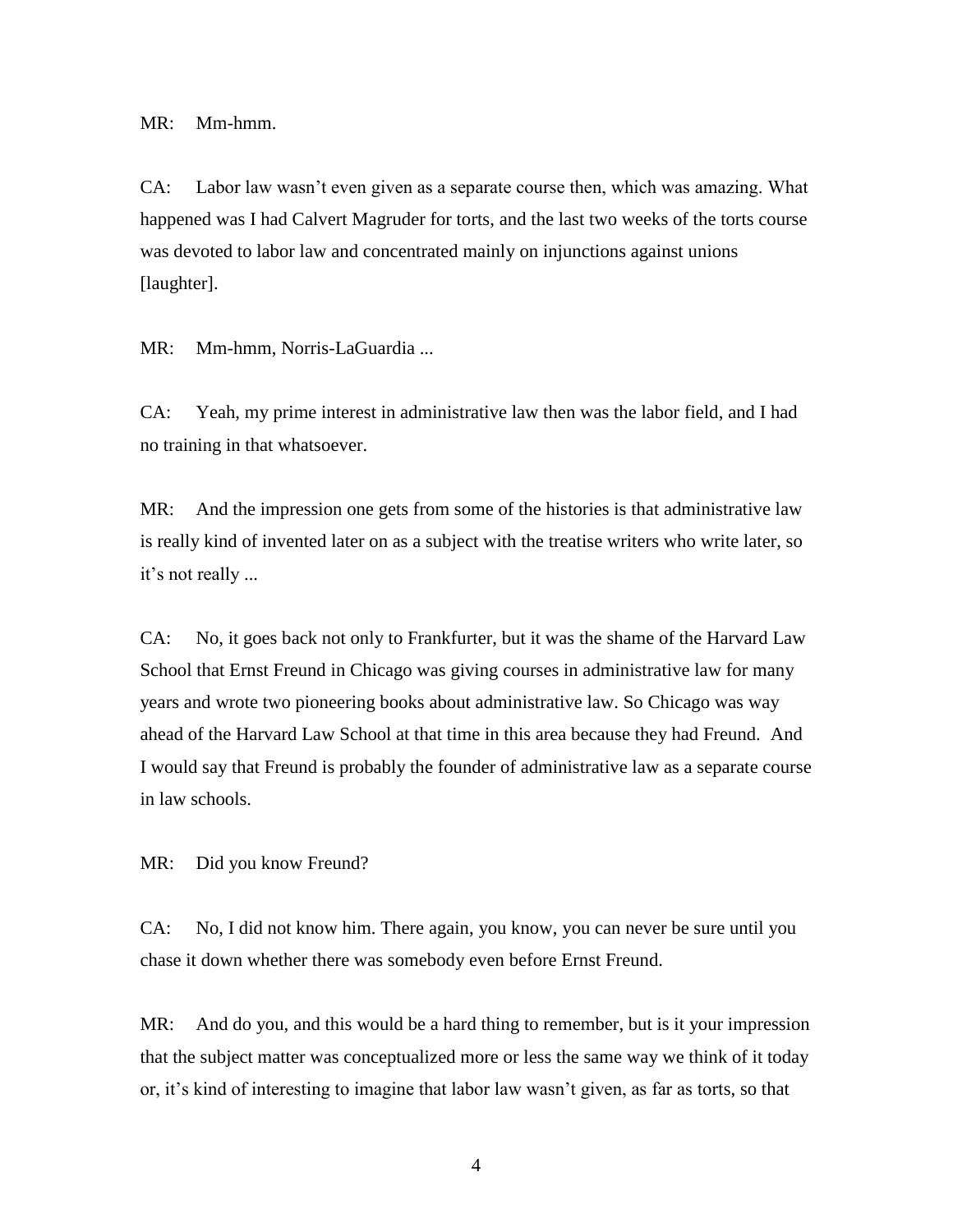MR: Mm-hmm.

CA: Labor law wasn't even given as a separate course then, which was amazing. What happened was I had Calvert Magruder for torts, and the last two weeks of the torts course was devoted to labor law and concentrated mainly on injunctions against unions [laughter].

MR: Mm-hmm, Norris-LaGuardia ...

CA: Yeah, my prime interest in administrative law then was the labor field, and I had no training in that whatsoever.

MR: And the impression one gets from some of the histories is that administrative law is really kind of invented later on as a subject with the treatise writers who write later, so it's not really ...

CA: No, it goes back not only to Frankfurter, but it was the shame of the Harvard Law School that Ernst Freund in Chicago was giving courses in administrative law for many years and wrote two pioneering books about administrative law. So Chicago was way ahead of the Harvard Law School at that time in this area because they had Freund. And I would say that Freund is probably the founder of administrative law as a separate course in law schools.

MR: Did you know Freund?

CA: No, I did not know him. There again, you know, you can never be sure until you chase it down whether there was somebody even before Ernst Freund.

MR: And do you, and this would be a hard thing to remember, but is it your impression that the subject matter was conceptualized more or less the same way we think of it today or, it's kind of interesting to imagine that labor law wasn't given, as far as torts, so that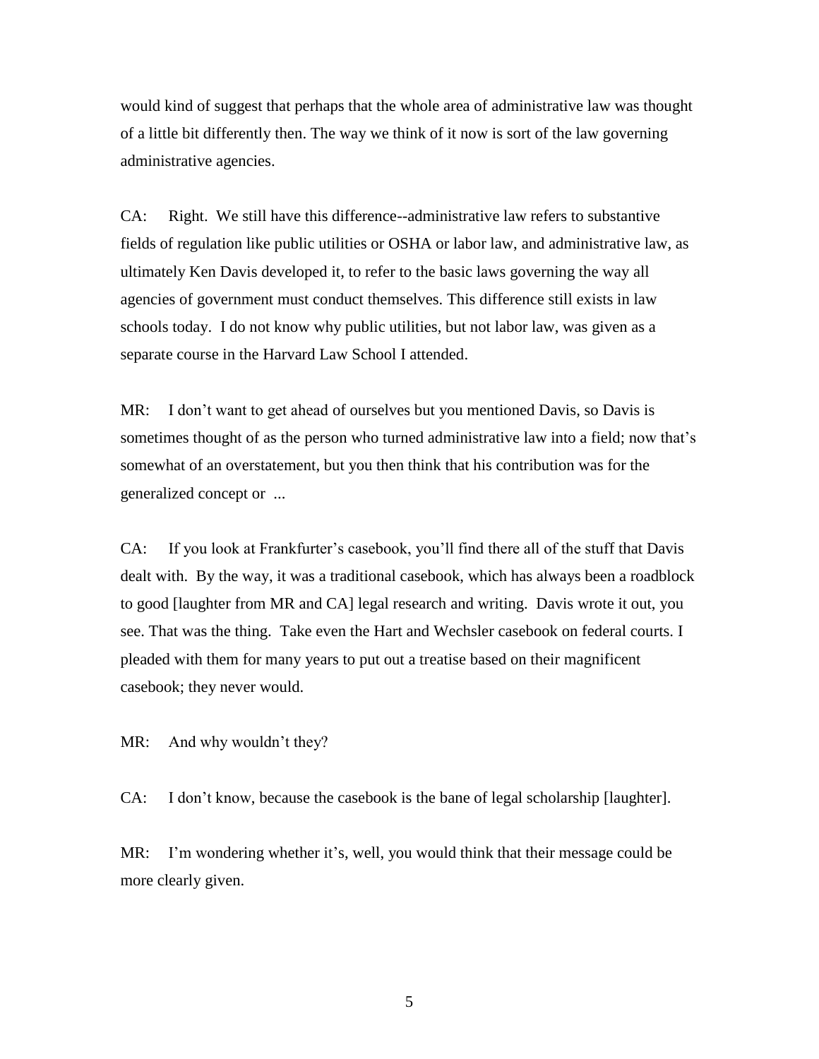would kind of suggest that perhaps that the whole area of administrative law was thought of a little bit differently then. The way we think of it now is sort of the law governing administrative agencies.

CA: Right. We still have this difference--administrative law refers to substantive fields of regulation like public utilities or OSHA or labor law, and administrative law, as ultimately Ken Davis developed it, to refer to the basic laws governing the way all agencies of government must conduct themselves. This difference still exists in law schools today. I do not know why public utilities, but not labor law, was given as a separate course in the Harvard Law School I attended.

MR: I don't want to get ahead of ourselves but you mentioned Davis, so Davis is sometimes thought of as the person who turned administrative law into a field; now that's somewhat of an overstatement, but you then think that his contribution was for the generalized concept or ...

CA: If you look at Frankfurter's casebook, you'll find there all of the stuff that Davis dealt with. By the way, it was a traditional casebook, which has always been a roadblock to good [laughter from MR and CA] legal research and writing. Davis wrote it out, you see. That was the thing. Take even the Hart and Wechsler casebook on federal courts. I pleaded with them for many years to put out a treatise based on their magnificent casebook; they never would.

MR: And why wouldn't they?

CA: I don't know, because the casebook is the bane of legal scholarship [laughter].

MR: I'm wondering whether it's, well, you would think that their message could be more clearly given.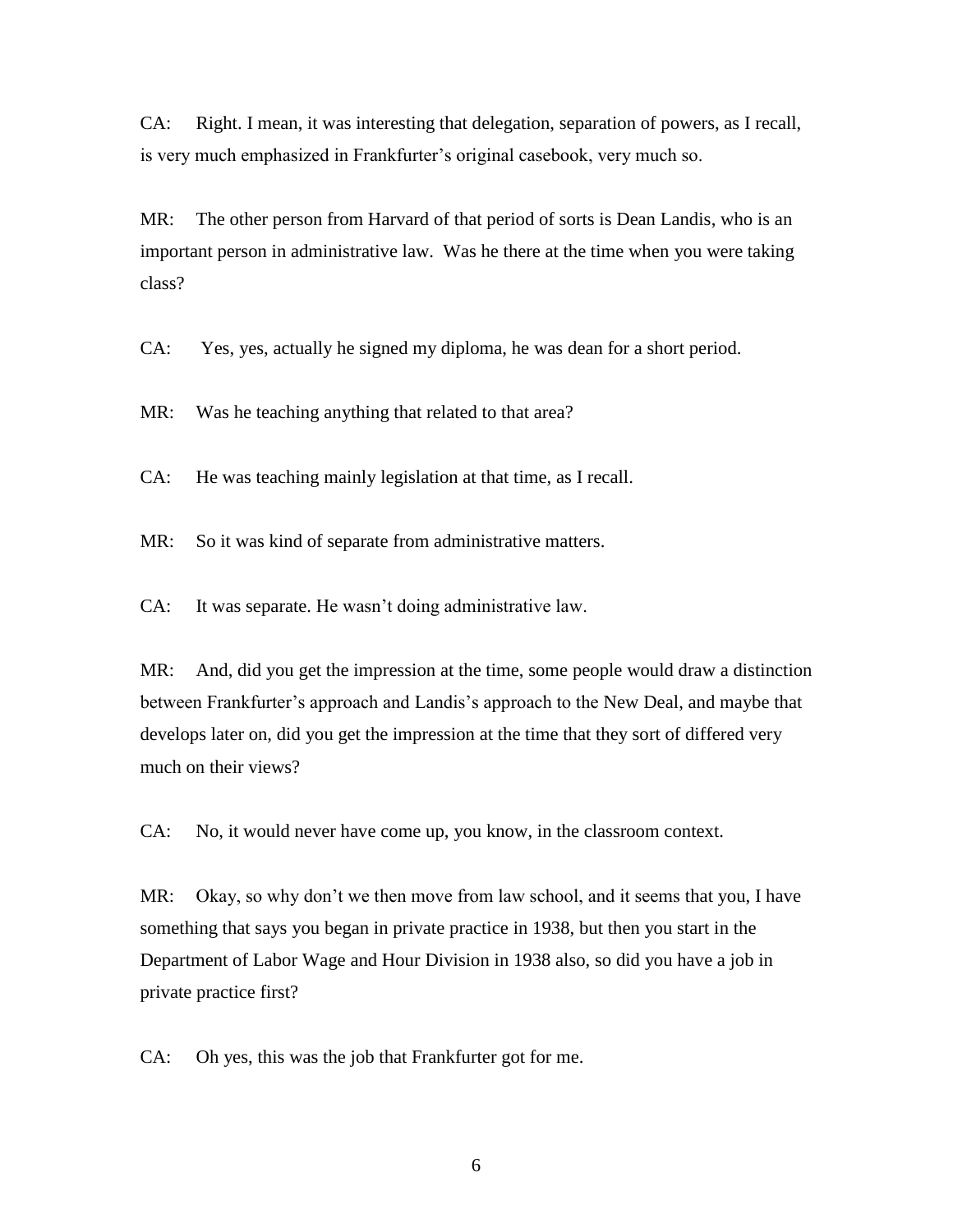CA: Right. I mean, it was interesting that delegation, separation of powers, as I recall, is very much emphasized in Frankfurter's original casebook, very much so.

MR: The other person from Harvard of that period of sorts is Dean Landis, who is an important person in administrative law. Was he there at the time when you were taking class?

CA: Yes, yes, actually he signed my diploma, he was dean for a short period.

MR: Was he teaching anything that related to that area?

CA: He was teaching mainly legislation at that time, as I recall.

MR: So it was kind of separate from administrative matters.

CA: It was separate. He wasn't doing administrative law.

MR: And, did you get the impression at the time, some people would draw a distinction between Frankfurter's approach and Landis's approach to the New Deal, and maybe that develops later on, did you get the impression at the time that they sort of differed very much on their views?

CA: No, it would never have come up, you know, in the classroom context.

MR: Okay, so why don't we then move from law school, and it seems that you, I have something that says you began in private practice in 1938, but then you start in the Department of Labor Wage and Hour Division in 1938 also, so did you have a job in private practice first?

CA: Oh yes, this was the job that Frankfurter got for me.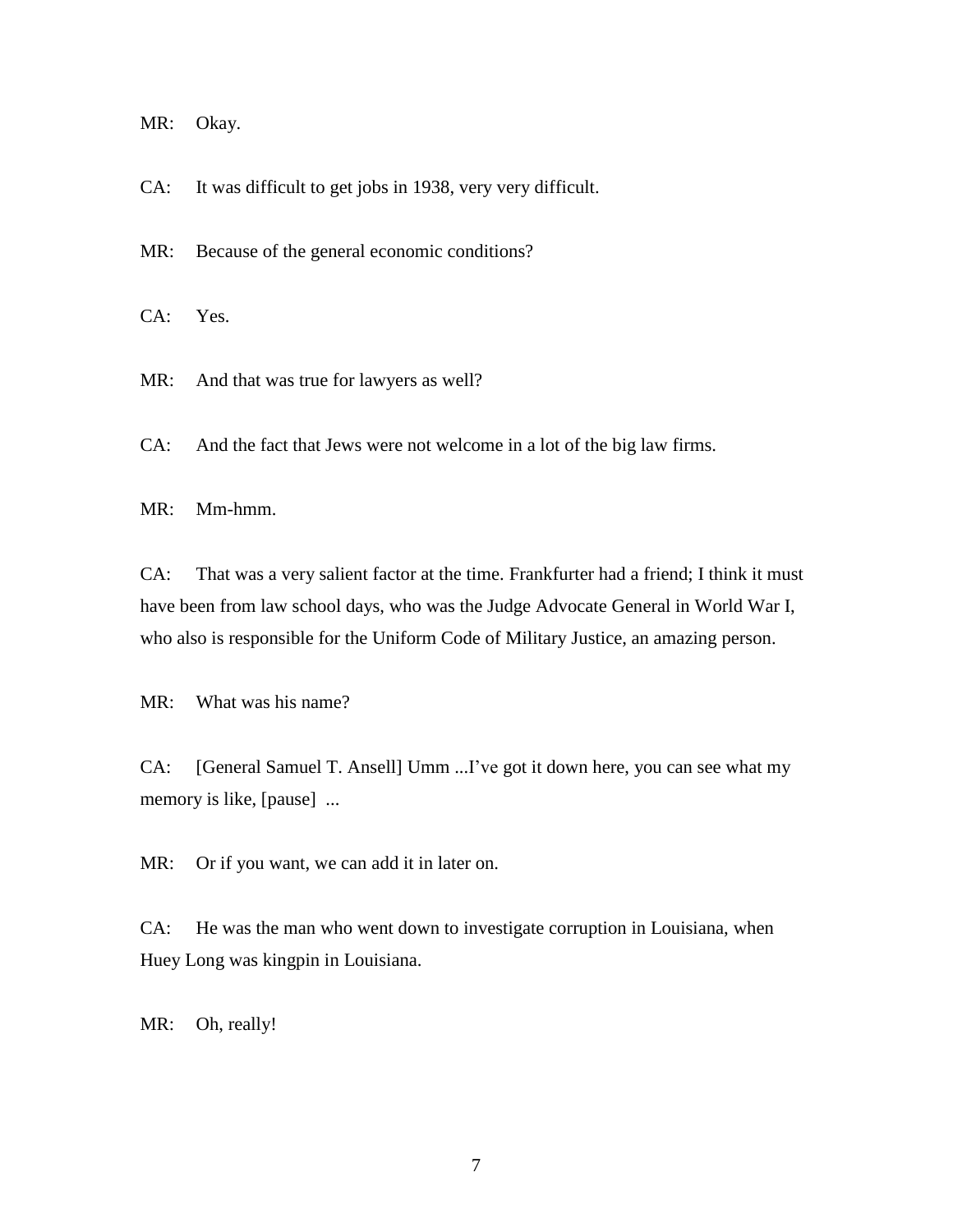MR: Okay.

CA: It was difficult to get jobs in 1938, very very difficult.

MR: Because of the general economic conditions?

CA: Yes.

MR: And that was true for lawyers as well?

CA: And the fact that Jews were not welcome in a lot of the big law firms.

MR: Mm-hmm.

CA: That was a very salient factor at the time. Frankfurter had a friend; I think it must have been from law school days, who was the Judge Advocate General in World War I, who also is responsible for the Uniform Code of Military Justice, an amazing person.

MR: What was his name?

CA: [General Samuel T. Ansell] Umm ...I've got it down here, you can see what my memory is like, [pause] ...

MR: Or if you want, we can add it in later on.

CA: He was the man who went down to investigate corruption in Louisiana, when Huey Long was kingpin in Louisiana.

MR: Oh, really!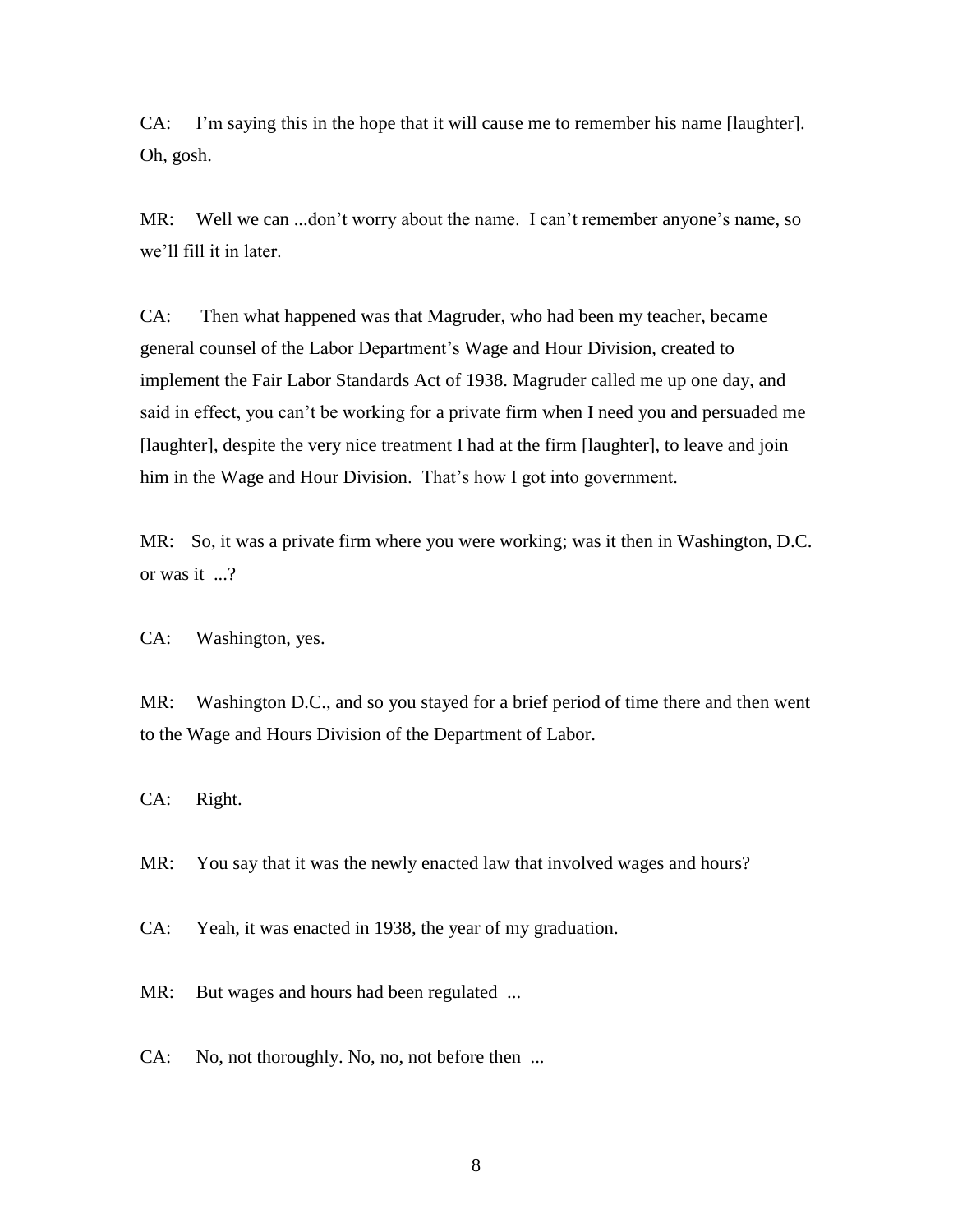CA: I'm saying this in the hope that it will cause me to remember his name [laughter]. Oh, gosh.

MR: Well we can ...don't worry about the name. I can't remember anyone's name, so we'll fill it in later.

CA: Then what happened was that Magruder, who had been my teacher, became general counsel of the Labor Department's Wage and Hour Division, created to implement the Fair Labor Standards Act of 1938. Magruder called me up one day, and said in effect, you can't be working for a private firm when I need you and persuaded me [laughter], despite the very nice treatment I had at the firm [laughter], to leave and join him in the Wage and Hour Division. That's how I got into government.

MR: So, it was a private firm where you were working; was it then in Washington, D.C. or was it ...?

CA: Washington, yes.

MR: Washington D.C., and so you stayed for a brief period of time there and then went to the Wage and Hours Division of the Department of Labor.

CA: Right.

MR: You say that it was the newly enacted law that involved wages and hours?

CA: Yeah, it was enacted in 1938, the year of my graduation.

MR: But wages and hours had been regulated ...

CA: No, not thoroughly. No, no, not before then ...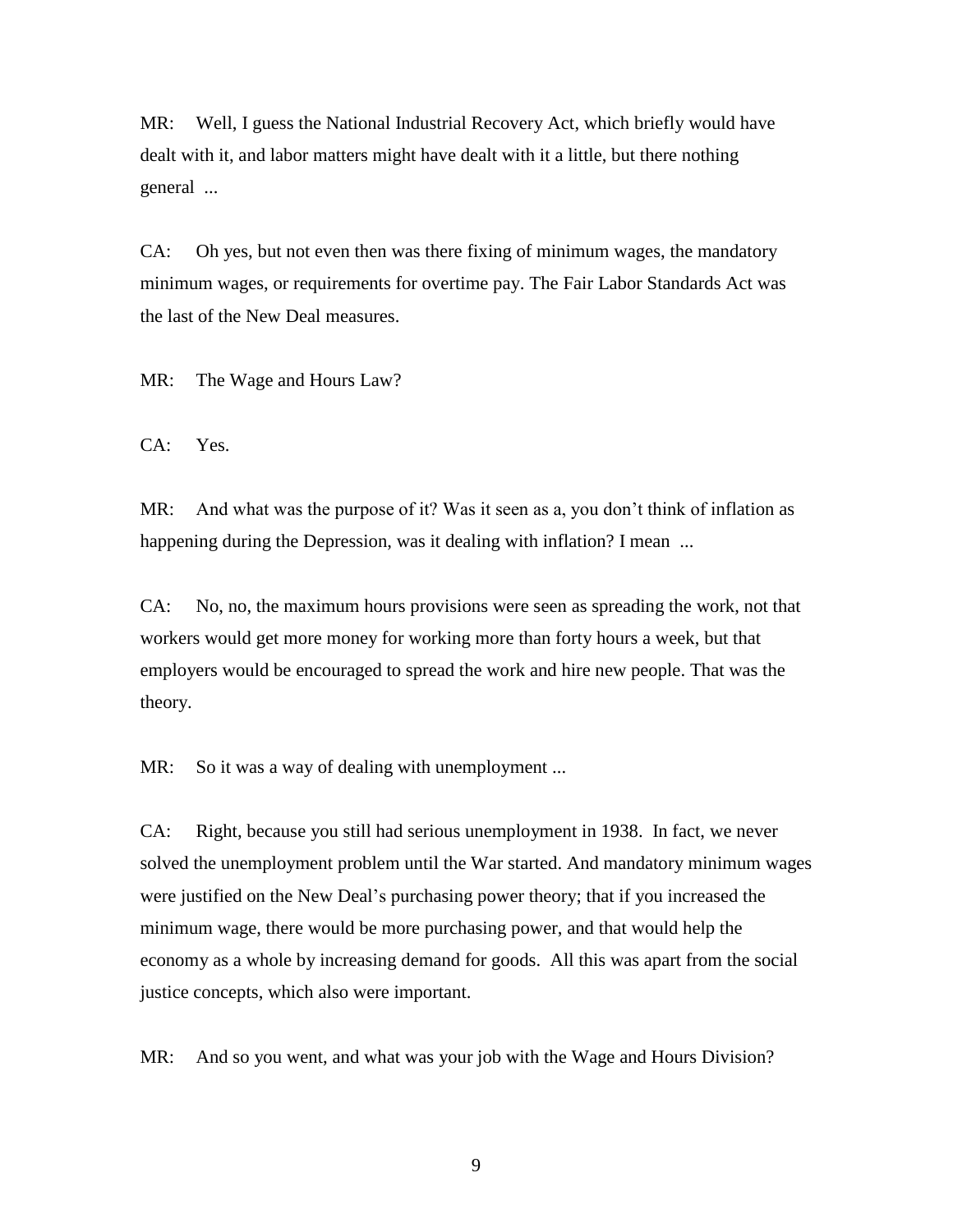MR: Well, I guess the National Industrial Recovery Act, which briefly would have dealt with it, and labor matters might have dealt with it a little, but there nothing general ...

CA: Oh yes, but not even then was there fixing of minimum wages, the mandatory minimum wages, or requirements for overtime pay. The Fair Labor Standards Act was the last of the New Deal measures.

MR: The Wage and Hours Law?

CA: Yes.

MR: And what was the purpose of it? Was it seen as a, you don't think of inflation as happening during the Depression, was it dealing with inflation? I mean ...

CA: No, no, the maximum hours provisions were seen as spreading the work, not that workers would get more money for working more than forty hours a week, but that employers would be encouraged to spread the work and hire new people. That was the theory.

MR: So it was a way of dealing with unemployment ...

CA: Right, because you still had serious unemployment in 1938. In fact, we never solved the unemployment problem until the War started. And mandatory minimum wages were justified on the New Deal's purchasing power theory; that if you increased the minimum wage, there would be more purchasing power, and that would help the economy as a whole by increasing demand for goods. All this was apart from the social justice concepts, which also were important.

MR: And so you went, and what was your job with the Wage and Hours Division?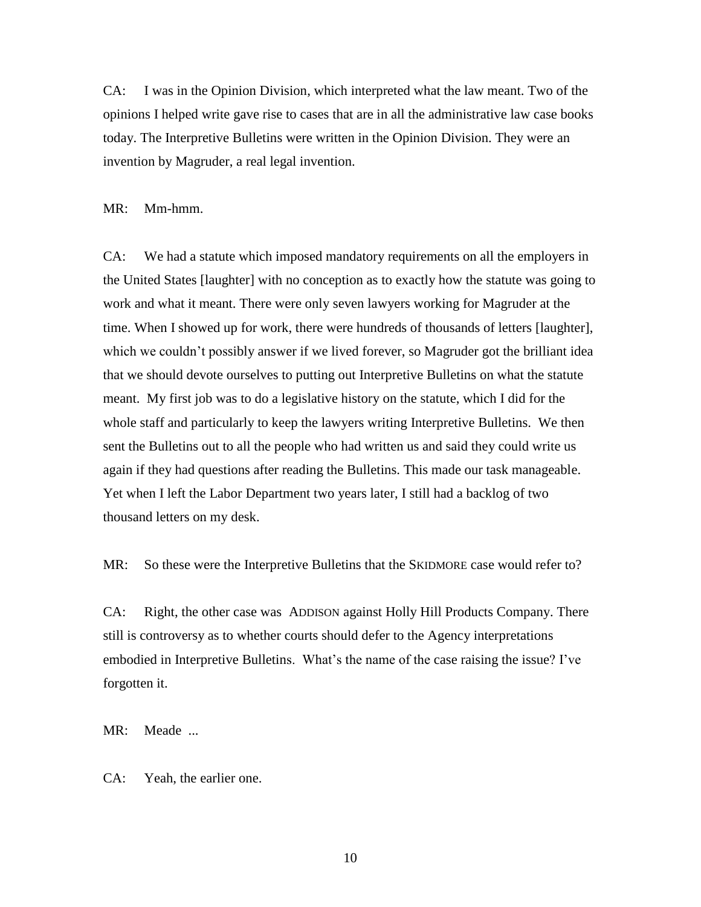CA: I was in the Opinion Division, which interpreted what the law meant. Two of the opinions I helped write gave rise to cases that are in all the administrative law case books today. The Interpretive Bulletins were written in the Opinion Division. They were an invention by Magruder, a real legal invention.

MR: Mm-hmm.

CA: We had a statute which imposed mandatory requirements on all the employers in the United States [laughter] with no conception as to exactly how the statute was going to work and what it meant. There were only seven lawyers working for Magruder at the time. When I showed up for work, there were hundreds of thousands of letters [laughter], which we couldn't possibly answer if we lived forever, so Magruder got the brilliant idea that we should devote ourselves to putting out Interpretive Bulletins on what the statute meant. My first job was to do a legislative history on the statute, which I did for the whole staff and particularly to keep the lawyers writing Interpretive Bulletins. We then sent the Bulletins out to all the people who had written us and said they could write us again if they had questions after reading the Bulletins. This made our task manageable. Yet when I left the Labor Department two years later, I still had a backlog of two thousand letters on my desk.

MR: So these were the Interpretive Bulletins that the SKIDMORE case would refer to?

CA: Right, the other case was ADDISON against Holly Hill Products Company. There still is controversy as to whether courts should defer to the Agency interpretations embodied in Interpretive Bulletins. What's the name of the case raising the issue? I've forgotten it.

MR: Meade ...

CA: Yeah, the earlier one.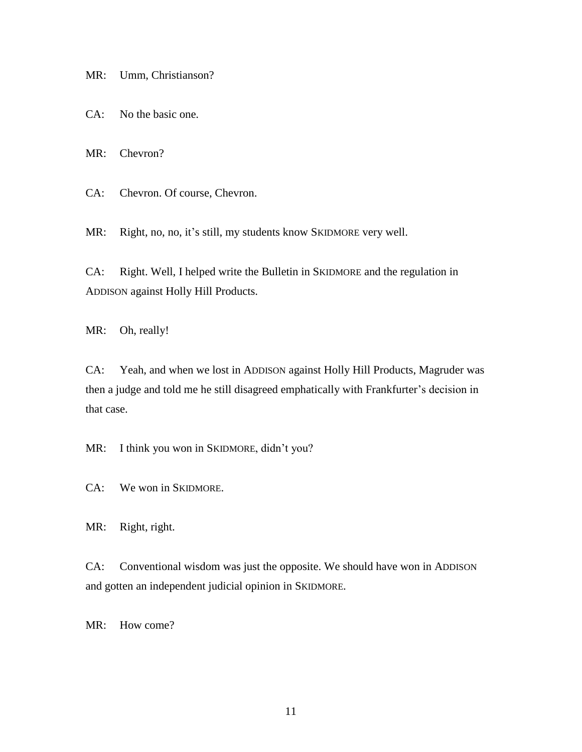MR: Umm, Christianson?

CA: No the basic one.

MR: Chevron?

CA: Chevron. Of course, Chevron.

MR: Right, no, no, it's still, my students know SKIDMORE very well.

CA: Right. Well, I helped write the Bulletin in SKIDMORE and the regulation in ADDISON against Holly Hill Products.

MR: Oh, really!

CA: Yeah, and when we lost in ADDISON against Holly Hill Products, Magruder was then a judge and told me he still disagreed emphatically with Frankfurter's decision in that case.

MR: I think you won in SKIDMORE, didn't you?

CA: We won in SKIDMORE.

MR: Right, right.

CA: Conventional wisdom was just the opposite. We should have won in ADDISON and gotten an independent judicial opinion in SKIDMORE.

MR: How come?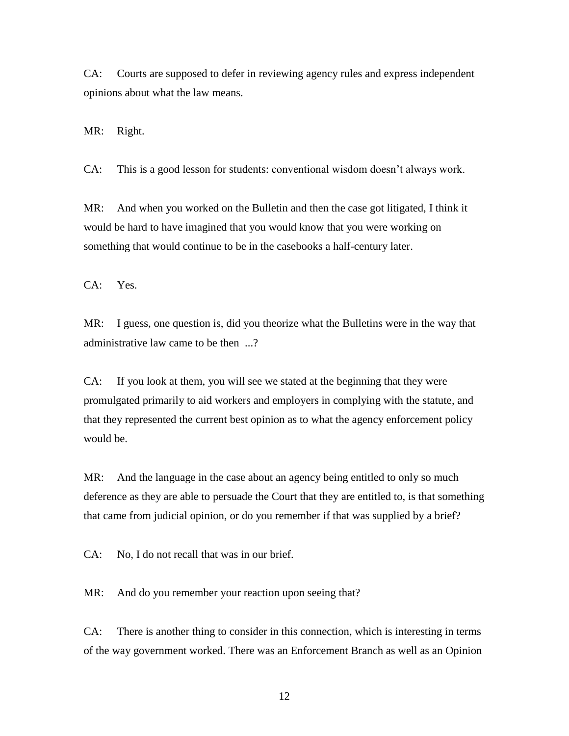CA: Courts are supposed to defer in reviewing agency rules and express independent opinions about what the law means.

MR: Right.

CA: This is a good lesson for students: conventional wisdom doesn't always work.

MR: And when you worked on the Bulletin and then the case got litigated, I think it would be hard to have imagined that you would know that you were working on something that would continue to be in the casebooks a half-century later.

CA: Yes.

MR: I guess, one question is, did you theorize what the Bulletins were in the way that administrative law came to be then ...?

CA: If you look at them, you will see we stated at the beginning that they were promulgated primarily to aid workers and employers in complying with the statute, and that they represented the current best opinion as to what the agency enforcement policy would be.

MR: And the language in the case about an agency being entitled to only so much deference as they are able to persuade the Court that they are entitled to, is that something that came from judicial opinion, or do you remember if that was supplied by a brief?

CA: No, I do not recall that was in our brief.

MR: And do you remember your reaction upon seeing that?

CA: There is another thing to consider in this connection, which is interesting in terms of the way government worked. There was an Enforcement Branch as well as an Opinion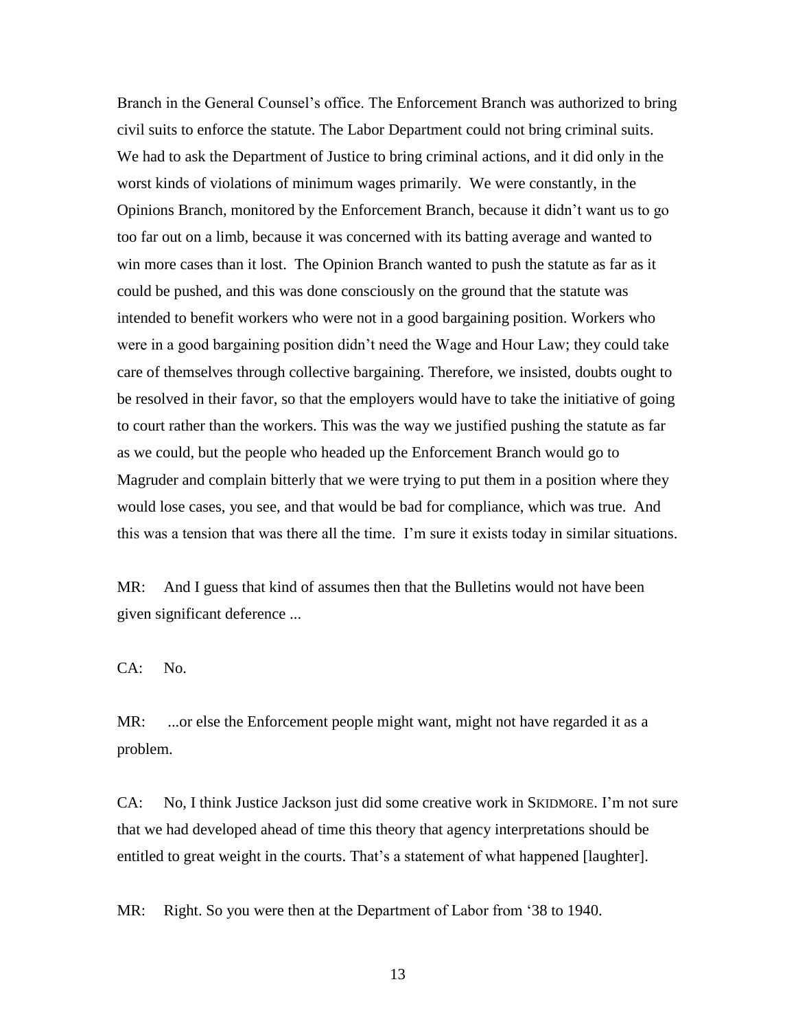Branch in the General Counsel's office. The Enforcement Branch was authorized to bring civil suits to enforce the statute. The Labor Department could not bring criminal suits. We had to ask the Department of Justice to bring criminal actions, and it did only in the worst kinds of violations of minimum wages primarily. We were constantly, in the Opinions Branch, monitored by the Enforcement Branch, because it didn't want us to go too far out on a limb, because it was concerned with its batting average and wanted to win more cases than it lost. The Opinion Branch wanted to push the statute as far as it could be pushed, and this was done consciously on the ground that the statute was intended to benefit workers who were not in a good bargaining position. Workers who were in a good bargaining position didn't need the Wage and Hour Law; they could take care of themselves through collective bargaining. Therefore, we insisted, doubts ought to be resolved in their favor, so that the employers would have to take the initiative of going to court rather than the workers. This was the way we justified pushing the statute as far as we could, but the people who headed up the Enforcement Branch would go to Magruder and complain bitterly that we were trying to put them in a position where they would lose cases, you see, and that would be bad for compliance, which was true. And this was a tension that was there all the time. I'm sure it exists today in similar situations.

MR: And I guess that kind of assumes then that the Bulletins would not have been given significant deference ...

CA: No.

MR: ...or else the Enforcement people might want, might not have regarded it as a problem.

CA: No, I think Justice Jackson just did some creative work in SKIDMORE. I'm not sure that we had developed ahead of time this theory that agency interpretations should be entitled to great weight in the courts. That's a statement of what happened [laughter].

MR: Right. So you were then at the Department of Labor from '38 to 1940.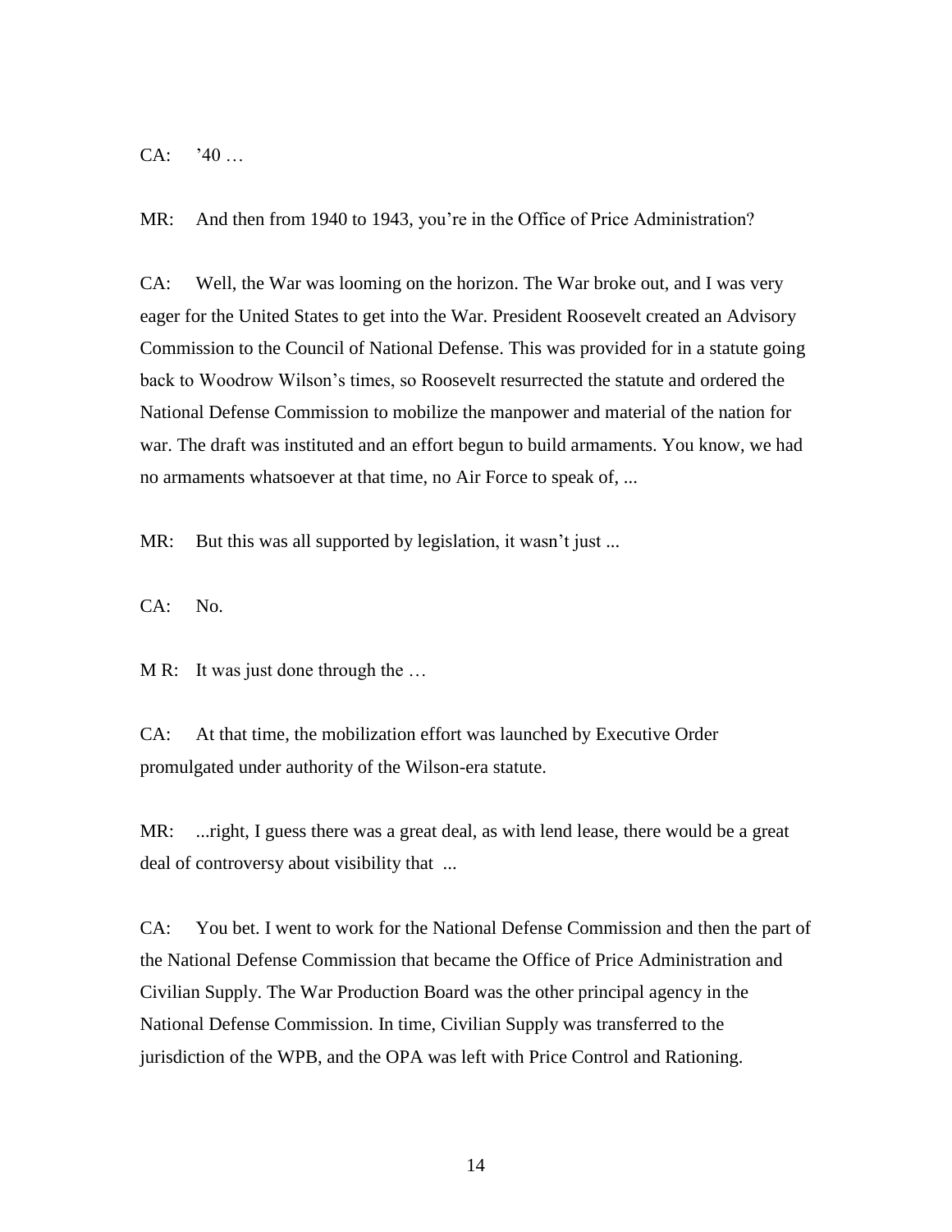CA: ’40 …

MR: And then from 1940 to 1943, you’re in the Office of Price Administration?

CA: Well, the War was looming on the horizon. The War broke out, and I was very eager for the United States to get into the War. President Roosevelt created an Advisory Commission to the Council of National Defense. This was provided for in a statute going back to Woodrow Wilson’s times, so Roosevelt resurrected the statute and ordered the National Defense Commission to mobilize the manpower and material of the nation for war. The draft was instituted and an effort begun to build armaments. You know, we had no armaments whatsoever at that time, no Air Force to speak of, ...

MR: But this was all supported by legislation, it wasn’t just ...

CA: No.

M R: It was just done through the …

CA: At that time, the mobilization effort was launched by Executive Order promulgated under authority of the Wilson-era statute.

MR: ...right, I guess there was a great deal, as with lend lease, there would be a great deal of controversy about visibility that ...

CA: You bet. I went to work for the National Defense Commission and then the part of the National Defense Commission that became the Office of Price Administration and Civilian Supply. The War Production Board was the other principal agency in the National Defense Commission. In time, Civilian Supply was transferred to the jurisdiction of the WPB, and the OPA was left with Price Control and Rationing.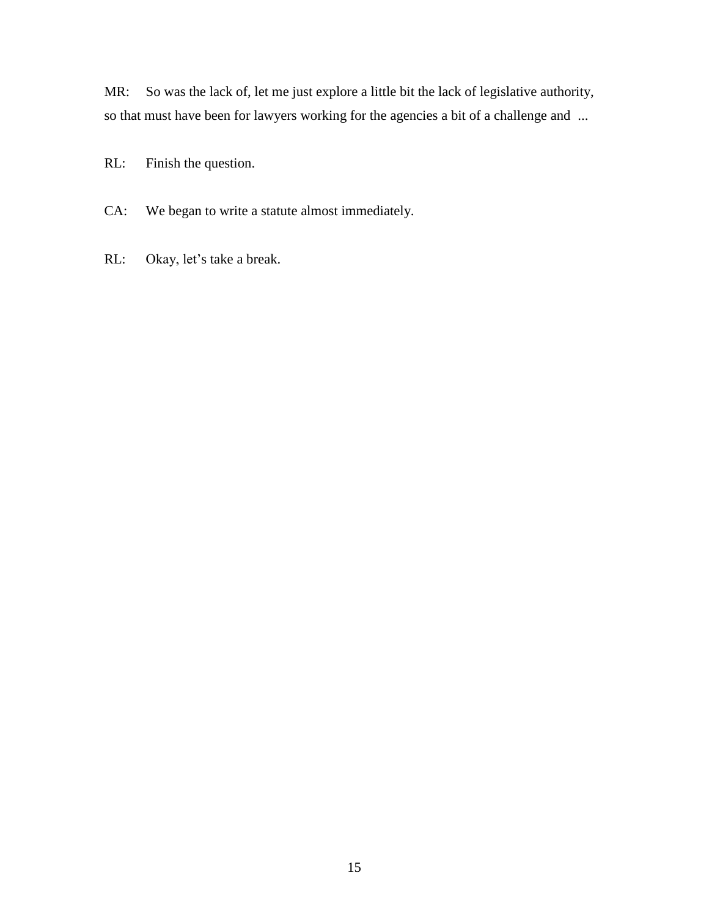MR: So was the lack of, let me just explore a little bit the lack of legislative authority, so that must have been for lawyers working for the agencies a bit of a challenge and ...

RL: Finish the question.

CA: We began to write a statute almost immediately.

RL: Okay, let's take a break.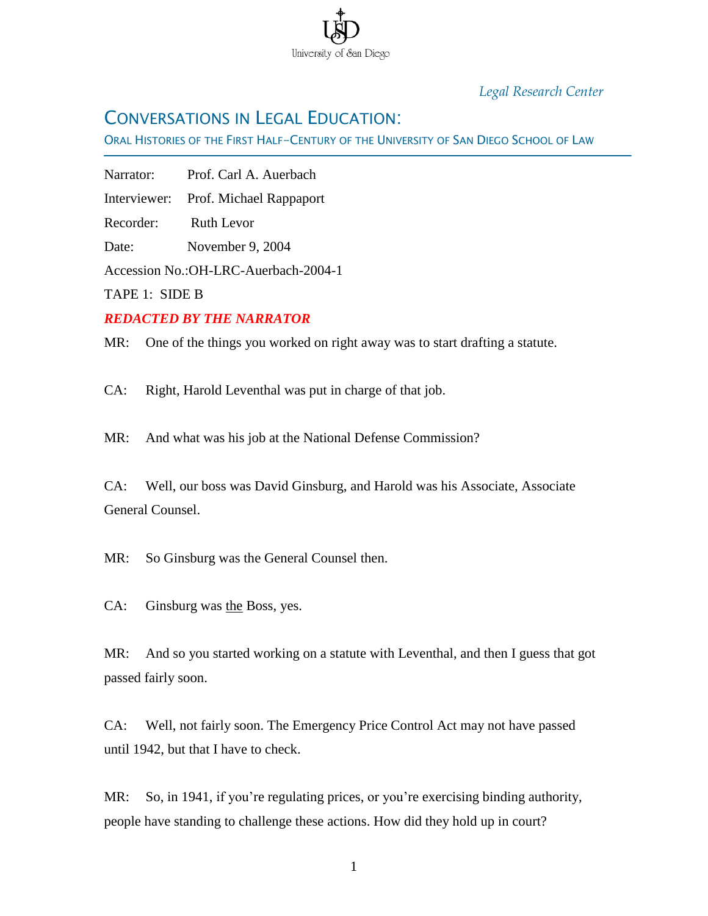University of San Diego

*Legal Research Center*

# CONVERSATIONS IN LEGAL EDUCATION:

ORAL HISTORIES OF THE FIRST HALF-CENTURY OF THE UNIVERSITY OF SAN DIEGO SCHOOL OF LAW

Narrator: Prof. Carl A. Auerbach

Interviewer: Prof. Michael Rappaport

Recorder: Ruth Levor

Date: November 9, 2004

Accession No.:OH-LRC-Auerbach-2004-1

TAPE 1: SIDE B

***REDACTED BY THE NARRATOR***

MR: One of the things you worked on right away was to start drafting a statute.

CA: Right, Harold Leventhal was put in charge of that job.

MR: And what was his job at the National Defense Commission?

CA: Well, our boss was David Ginsburg, and Harold was his Associate, Associate General Counsel.

MR: So Ginsburg was the General Counsel then.

CA: Ginsburg was <u>the</u> Boss, yes.

MR: And so you started working on a statute with Leventhal, and then I guess that got passed fairly soon.

CA: Well, not fairly soon. The Emergency Price Control Act may not have passed until 1942, but that I have to check.

MR: So, in 1941, if you're regulating prices, or you're exercising binding authority, people have standing to challenge these actions. How did they hold up in court?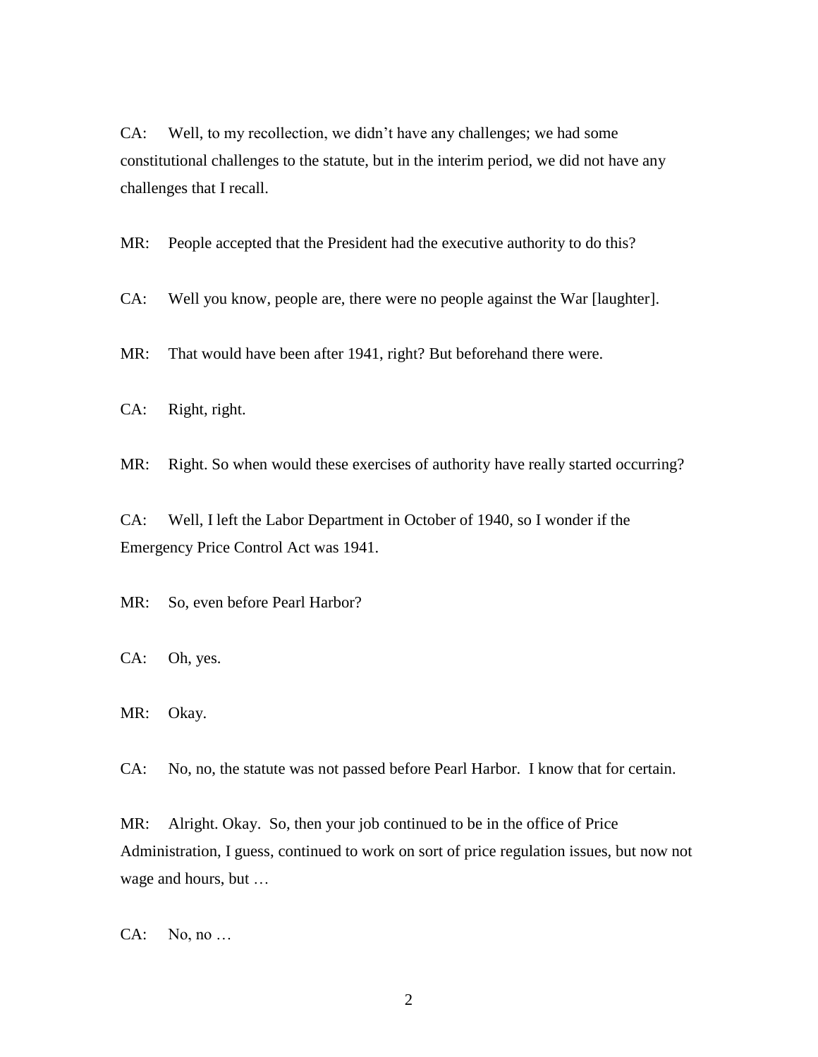CA: Well, to my recollection, we didn't have any challenges; we had some constitutional challenges to the statute, but in the interim period, we did not have any challenges that I recall.

MR: People accepted that the President had the executive authority to do this?

CA: Well you know, people are, there were no people against the War [laughter].

MR: That would have been after 1941, right? But beforehand there were.

CA: Right, right.

MR: Right. So when would these exercises of authority have really started occurring?

CA: Well, I left the Labor Department in October of 1940, so I wonder if the Emergency Price Control Act was 1941.

MR: So, even before Pearl Harbor?

CA: Oh, yes.

MR: Okay.

CA: No, no, the statute was not passed before Pearl Harbor. I know that for certain.

MR: Alright. Okay. So, then your job continued to be in the office of Price Administration, I guess, continued to work on sort of price regulation issues, but now not wage and hours, but …

CA: No, no …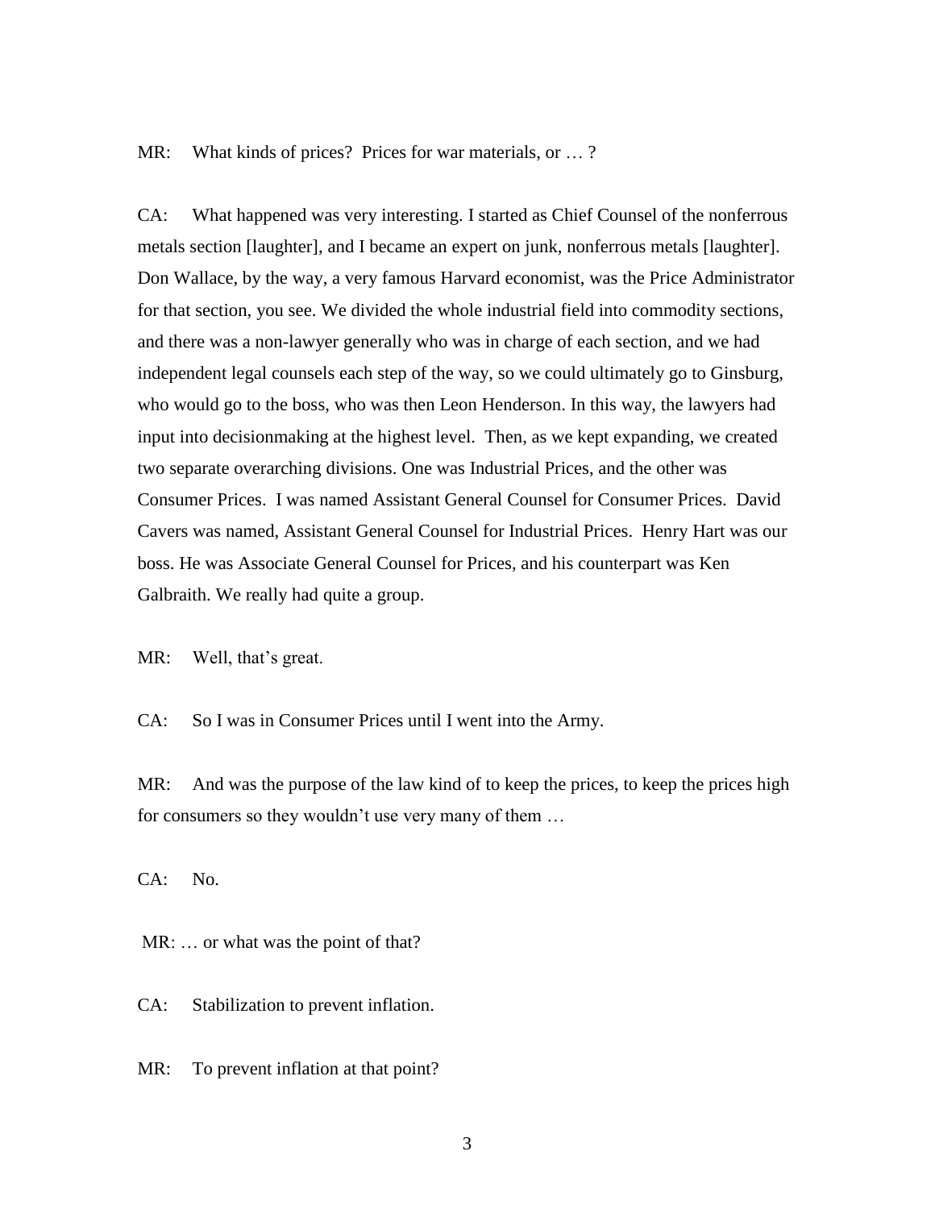MR: What kinds of prices? Prices for war materials, or … ?

CA: What happened was very interesting. I started as Chief Counsel of the nonferrous metals section [laughter], and I became an expert on junk, nonferrous metals [laughter]. Don Wallace, by the way, a very famous Harvard economist, was the Price Administrator for that section, you see. We divided the whole industrial field into commodity sections, and there was a non-lawyer generally who was in charge of each section, and we had independent legal counsels each step of the way, so we could ultimately go to Ginsburg, who would go to the boss, who was then Leon Henderson. In this way, the lawyers had input into decisionmaking at the highest level. Then, as we kept expanding, we created two separate overarching divisions. One was Industrial Prices, and the other was Consumer Prices. I was named Assistant General Counsel for Consumer Prices. David Cavers was named, Assistant General Counsel for Industrial Prices. Henry Hart was our boss. He was Associate General Counsel for Prices, and his counterpart was Ken Galbraith. We really had quite a group.

MR: Well, that's great.

CA: So I was in Consumer Prices until I went into the Army.

MR: And was the purpose of the law kind of to keep the prices, to keep the prices high for consumers so they wouldn't use very many of them …

CA: No.

MR: … or what was the point of that?

CA: Stabilization to prevent inflation.

MR: To prevent inflation at that point?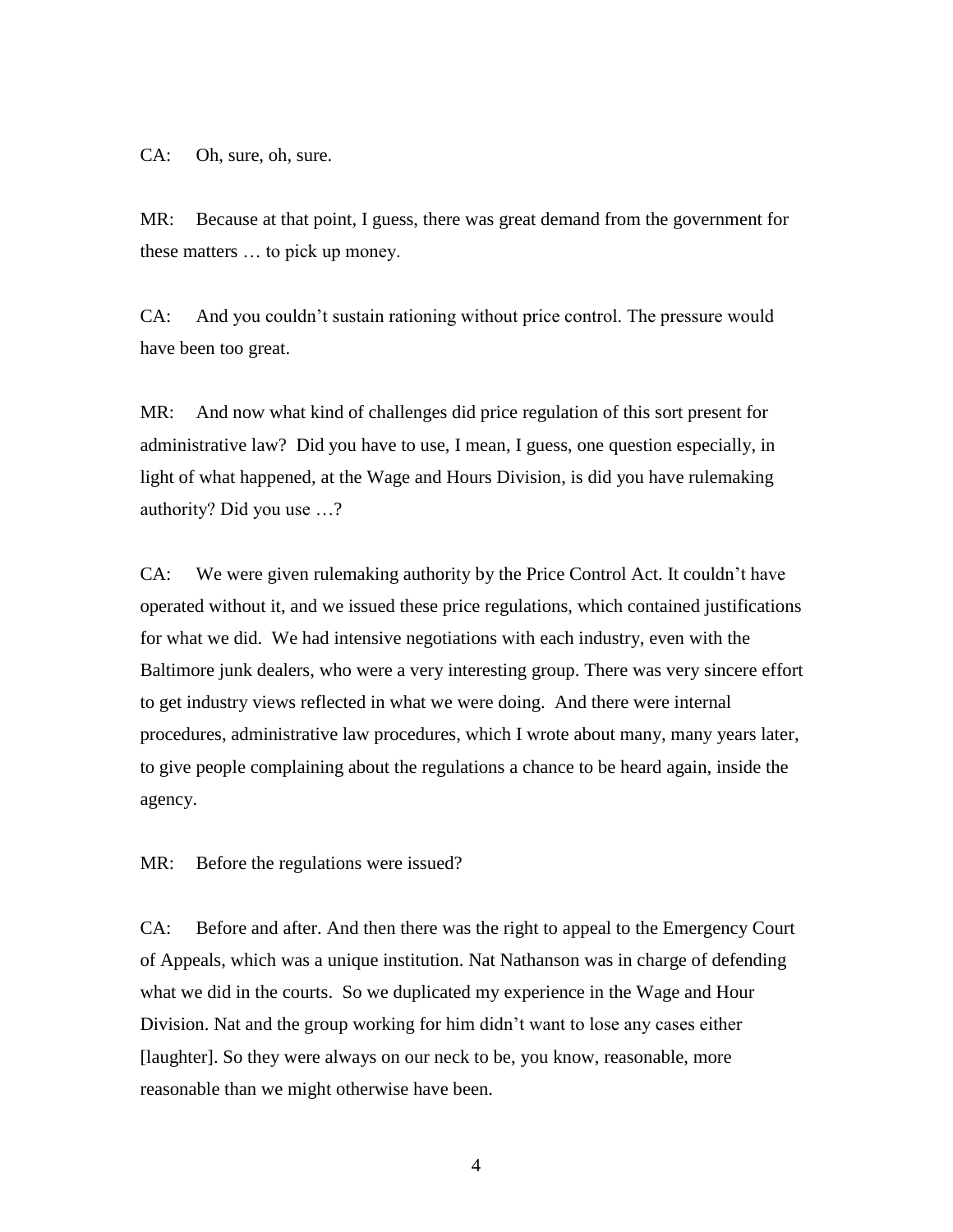CA: Oh, sure, oh, sure.

MR: Because at that point, I guess, there was great demand from the government for these matters … to pick up money.

CA: And you couldn't sustain rationing without price control. The pressure would have been too great.

MR: And now what kind of challenges did price regulation of this sort present for administrative law? Did you have to use, I mean, I guess, one question especially, in light of what happened, at the Wage and Hours Division, is did you have rulemaking authority? Did you use …?

CA: We were given rulemaking authority by the Price Control Act. It couldn't have operated without it, and we issued these price regulations, which contained justifications for what we did. We had intensive negotiations with each industry, even with the Baltimore junk dealers, who were a very interesting group. There was very sincere effort to get industry views reflected in what we were doing. And there were internal procedures, administrative law procedures, which I wrote about many, many years later, to give people complaining about the regulations a chance to be heard again, inside the agency.

MR: Before the regulations were issued?

CA: Before and after. And then there was the right to appeal to the Emergency Court of Appeals, which was a unique institution. Nat Nathanson was in charge of defending what we did in the courts. So we duplicated my experience in the Wage and Hour Division. Nat and the group working for him didn't want to lose any cases either [laughter]. So they were always on our neck to be, you know, reasonable, more reasonable than we might otherwise have been.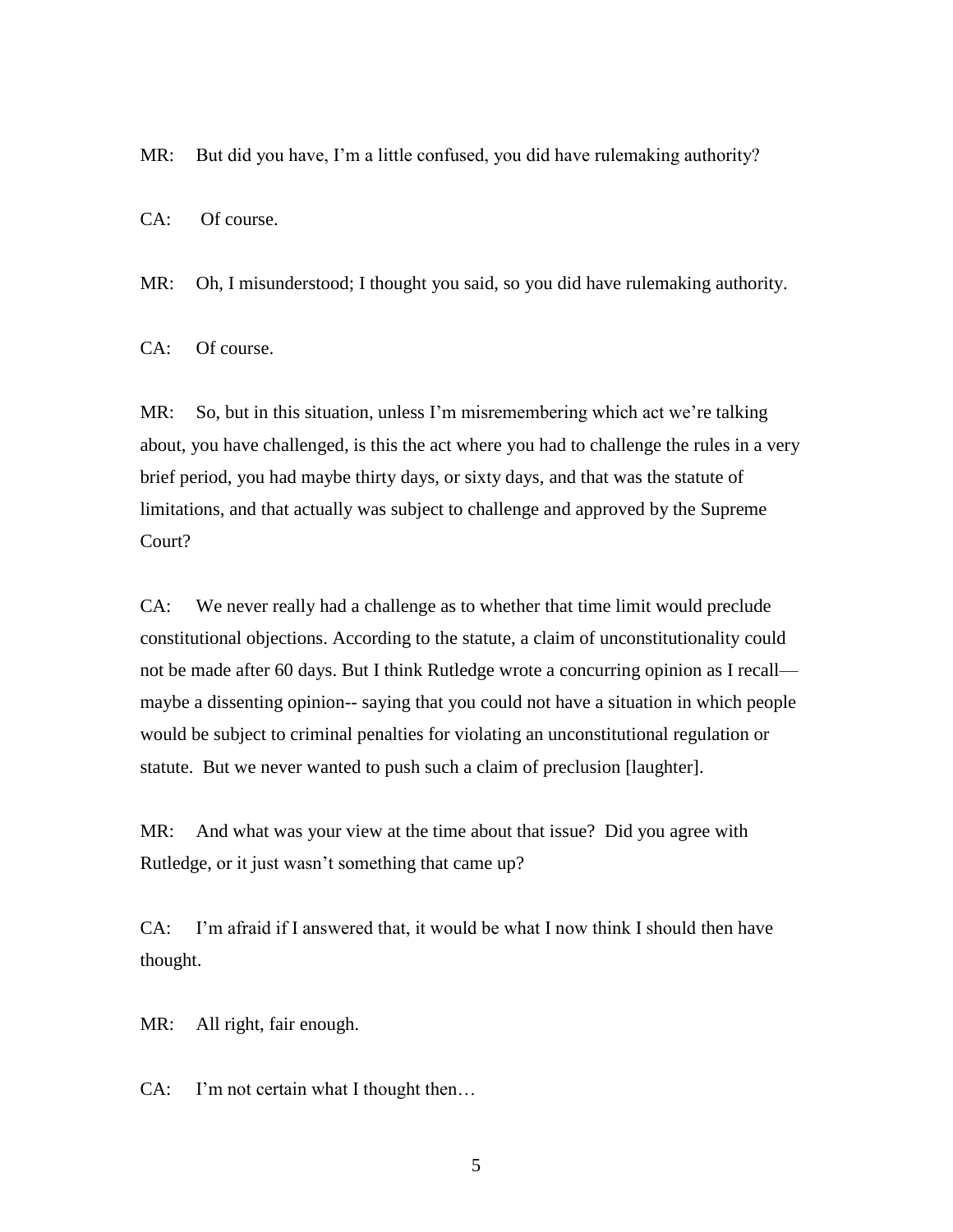MR: But did you have, I'm a little confused, you did have rulemaking authority?

CA: Of course.

MR: Oh, I misunderstood; I thought you said, so you did have rulemaking authority.

CA: Of course.

MR: So, but in this situation, unless I'm misremembering which act we're talking about, you have challenged, is this the act where you had to challenge the rules in a very brief period, you had maybe thirty days, or sixty days, and that was the statute of limitations, and that actually was subject to challenge and approved by the Supreme Court?

CA: We never really had a challenge as to whether that time limit would preclude constitutional objections. According to the statute, a claim of unconstitutionality could not be made after 60 days. But I think Rutledge wrote a concurring opinion as I recall—maybe a dissenting opinion-- saying that you could not have a situation in which people would be subject to criminal penalties for violating an unconstitutional regulation or statute. But we never wanted to push such a claim of preclusion [laughter].

MR: And what was your view at the time about that issue? Did you agree with Rutledge, or it just wasn't something that came up?

CA: I'm afraid if I answered that, it would be what I now think I should then have thought.

MR: All right, fair enough.

CA: I'm not certain what I thought then…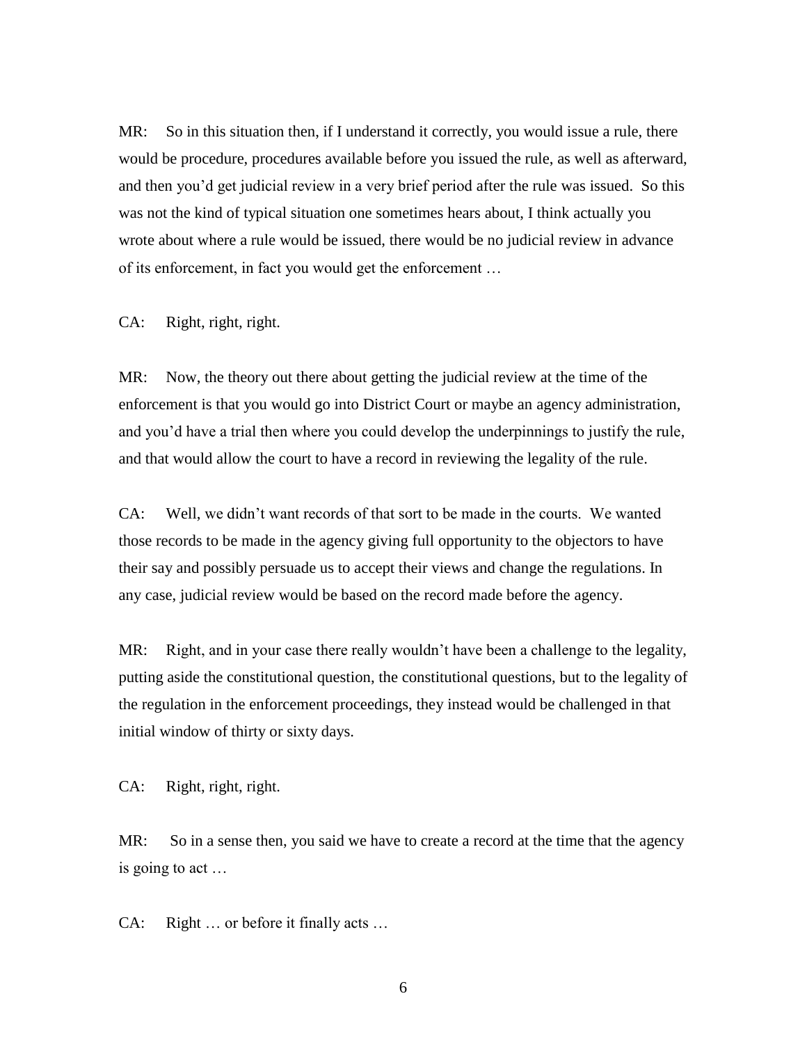MR: So in this situation then, if I understand it correctly, you would issue a rule, there would be procedure, procedures available before you issued the rule, as well as afterward, and then you'd get judicial review in a very brief period after the rule was issued. So this was not the kind of typical situation one sometimes hears about, I think actually you wrote about where a rule would be issued, there would be no judicial review in advance of its enforcement, in fact you would get the enforcement …

CA: Right, right, right.

MR: Now, the theory out there about getting the judicial review at the time of the enforcement is that you would go into District Court or maybe an agency administration, and you'd have a trial then where you could develop the underpinnings to justify the rule, and that would allow the court to have a record in reviewing the legality of the rule.

CA: Well, we didn't want records of that sort to be made in the courts. We wanted those records to be made in the agency giving full opportunity to the objectors to have their say and possibly persuade us to accept their views and change the regulations. In any case, judicial review would be based on the record made before the agency.

MR: Right, and in your case there really wouldn't have been a challenge to the legality, putting aside the constitutional question, the constitutional questions, but to the legality of the regulation in the enforcement proceedings, they instead would be challenged in that initial window of thirty or sixty days.

CA: Right, right, right.

MR: So in a sense then, you said we have to create a record at the time that the agency is going to act …

CA: Right … or before it finally acts …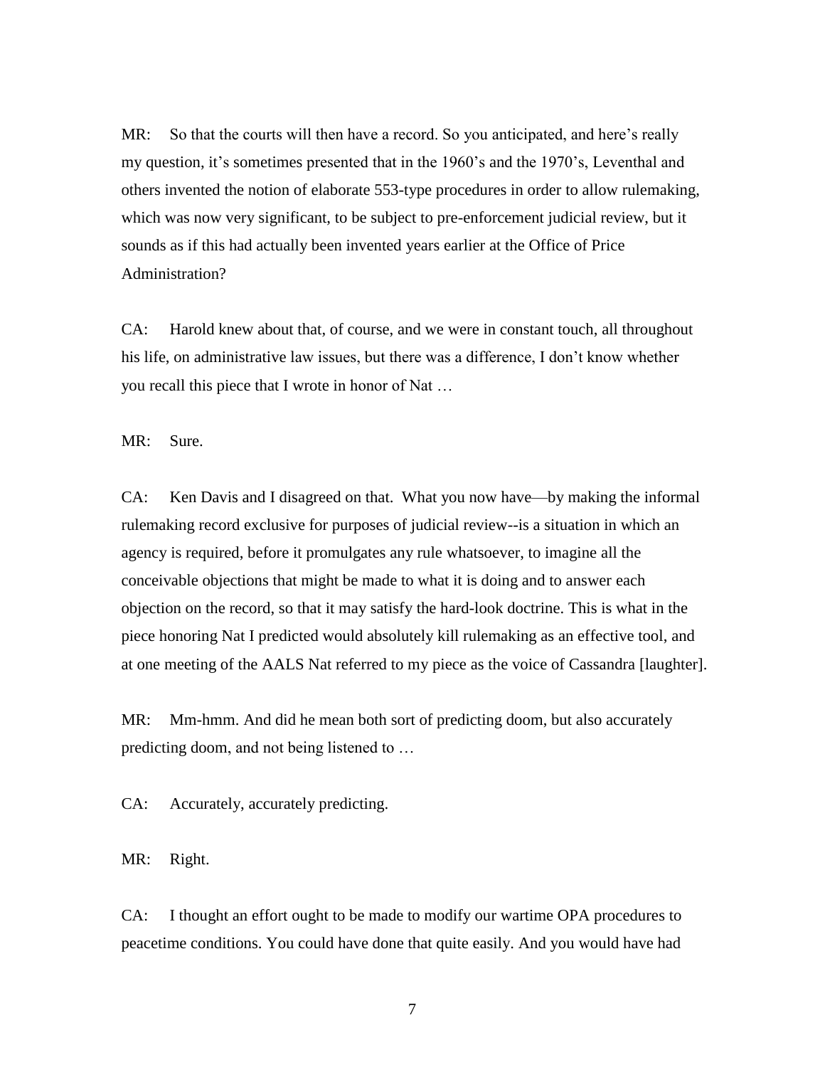MR: So that the courts will then have a record. So you anticipated, and here's really my question, it's sometimes presented that in the 1960's and the 1970's, Leventhal and others invented the notion of elaborate 553-type procedures in order to allow rulemaking, which was now very significant, to be subject to pre-enforcement judicial review, but it sounds as if this had actually been invented years earlier at the Office of Price Administration?

CA: Harold knew about that, of course, and we were in constant touch, all throughout his life, on administrative law issues, but there was a difference, I don't know whether you recall this piece that I wrote in honor of Nat …

MR: Sure.

CA: Ken Davis and I disagreed on that. What you now have—by making the informal rulemaking record exclusive for purposes of judicial review--is a situation in which an agency is required, before it promulgates any rule whatsoever, to imagine all the conceivable objections that might be made to what it is doing and to answer each objection on the record, so that it may satisfy the hard-look doctrine. This is what in the piece honoring Nat I predicted would absolutely kill rulemaking as an effective tool, and at one meeting of the AALS Nat referred to my piece as the voice of Cassandra [laughter].

MR: Mm-hmm. And did he mean both sort of predicting doom, but also accurately predicting doom, and not being listened to …

CA: Accurately, accurately predicting.

MR: Right.

CA: I thought an effort ought to be made to modify our wartime OPA procedures to peacetime conditions. You could have done that quite easily. And you would have had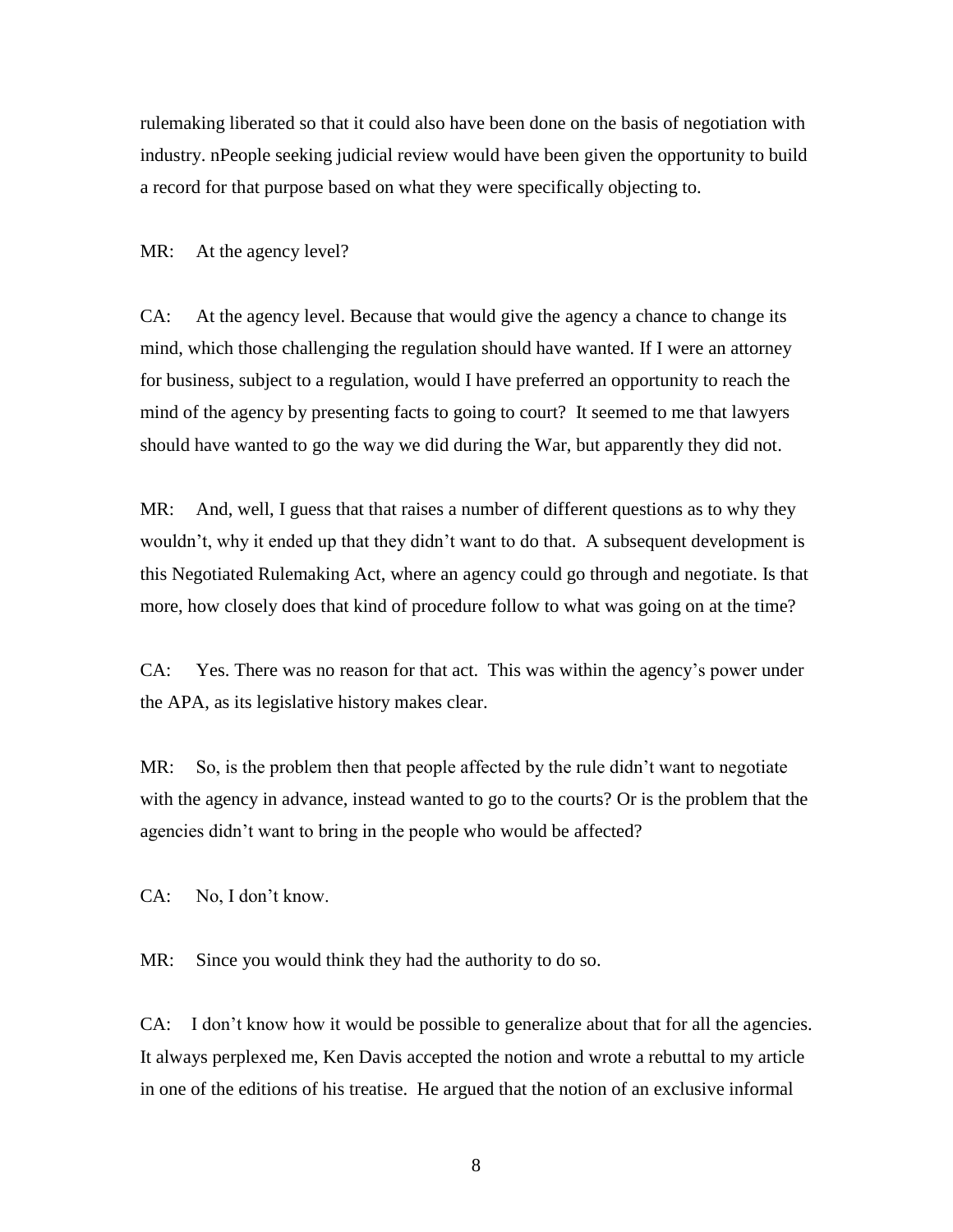rulemaking liberated so that it could also have been done on the basis of negotiation with industry. nPeople seeking judicial review would have been given the opportunity to build a record for that purpose based on what they were specifically objecting to.

MR: At the agency level?

CA: At the agency level. Because that would give the agency a chance to change its mind, which those challenging the regulation should have wanted. If I were an attorney for business, subject to a regulation, would I have preferred an opportunity to reach the mind of the agency by presenting facts to going to court? It seemed to me that lawyers should have wanted to go the way we did during the War, but apparently they did not.

MR: And, well, I guess that that raises a number of different questions as to why they wouldn't, why it ended up that they didn't want to do that. A subsequent development is this Negotiated Rulemaking Act, where an agency could go through and negotiate. Is that more, how closely does that kind of procedure follow to what was going on at the time?

CA: Yes. There was no reason for that act. This was within the agency's power under the APA, as its legislative history makes clear.

MR: So, is the problem then that people affected by the rule didn't want to negotiate with the agency in advance, instead wanted to go to the courts? Or is the problem that the agencies didn't want to bring in the people who would be affected?

CA: No, I don't know.

MR: Since you would think they had the authority to do so.

CA: I don't know how it would be possible to generalize about that for all the agencies. It always perplexed me, Ken Davis accepted the notion and wrote a rebuttal to my article in one of the editions of his treatise. He argued that the notion of an exclusive informal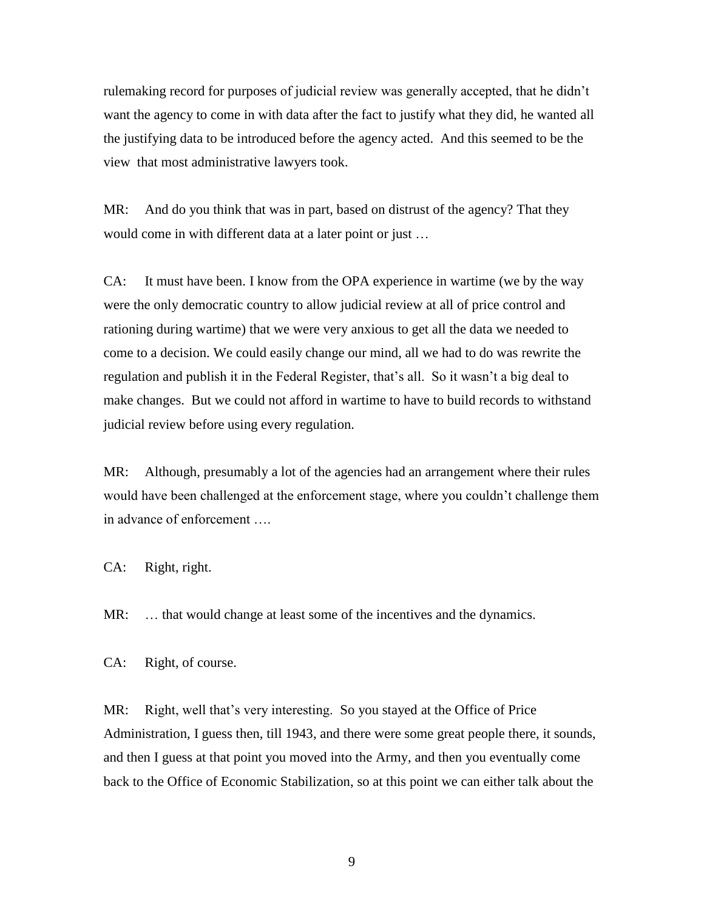rulemaking record for purposes of judicial review was generally accepted, that he didn't want the agency to come in with data after the fact to justify what they did, he wanted all the justifying data to be introduced before the agency acted. And this seemed to be the view that most administrative lawyers took.

MR: And do you think that was in part, based on distrust of the agency? That they would come in with different data at a later point or just …

CA: It must have been. I know from the OPA experience in wartime (we by the way were the only democratic country to allow judicial review at all of price control and rationing during wartime) that we were very anxious to get all the data we needed to come to a decision. We could easily change our mind, all we had to do was rewrite the regulation and publish it in the Federal Register, that's all. So it wasn't a big deal to make changes. But we could not afford in wartime to have to build records to withstand judicial review before using every regulation.

MR: Although, presumably a lot of the agencies had an arrangement where their rules would have been challenged at the enforcement stage, where you couldn't challenge them in advance of enforcement ….

CA: Right, right.

MR: … that would change at least some of the incentives and the dynamics.

CA: Right, of course.

MR: Right, well that's very interesting. So you stayed at the Office of Price Administration, I guess then, till 1943, and there were some great people there, it sounds, and then I guess at that point you moved into the Army, and then you eventually come back to the Office of Economic Stabilization, so at this point we can either talk about the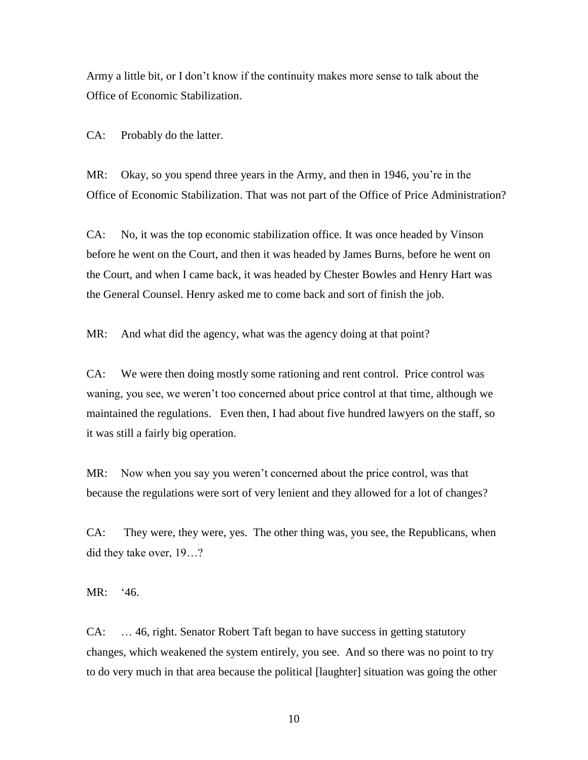Army a little bit, or I don't know if the continuity makes more sense to talk about the Office of Economic Stabilization.

CA: Probably do the latter.

MR: Okay, so you spend three years in the Army, and then in 1946, you're in the Office of Economic Stabilization. That was not part of the Office of Price Administration?

CA: No, it was the top economic stabilization office. It was once headed by Vinson before he went on the Court, and then it was headed by James Burns, before he went on the Court, and when I came back, it was headed by Chester Bowles and Henry Hart was the General Counsel. Henry asked me to come back and sort of finish the job.

MR: And what did the agency, what was the agency doing at that point?

CA: We were then doing mostly some rationing and rent control. Price control was waning, you see, we weren't too concerned about price control at that time, although we maintained the regulations. Even then, I had about five hundred lawyers on the staff, so it was still a fairly big operation.

MR: Now when you say you weren't concerned about the price control, was that because the regulations were sort of very lenient and they allowed for a lot of changes?

CA: They were, they were, yes. The other thing was, you see, the Republicans, when did they take over, 19…?

MR: '46.

CA: … 46, right. Senator Robert Taft began to have success in getting statutory changes, which weakened the system entirely, you see. And so there was no point to try to do very much in that area because the political [laughter] situation was going the other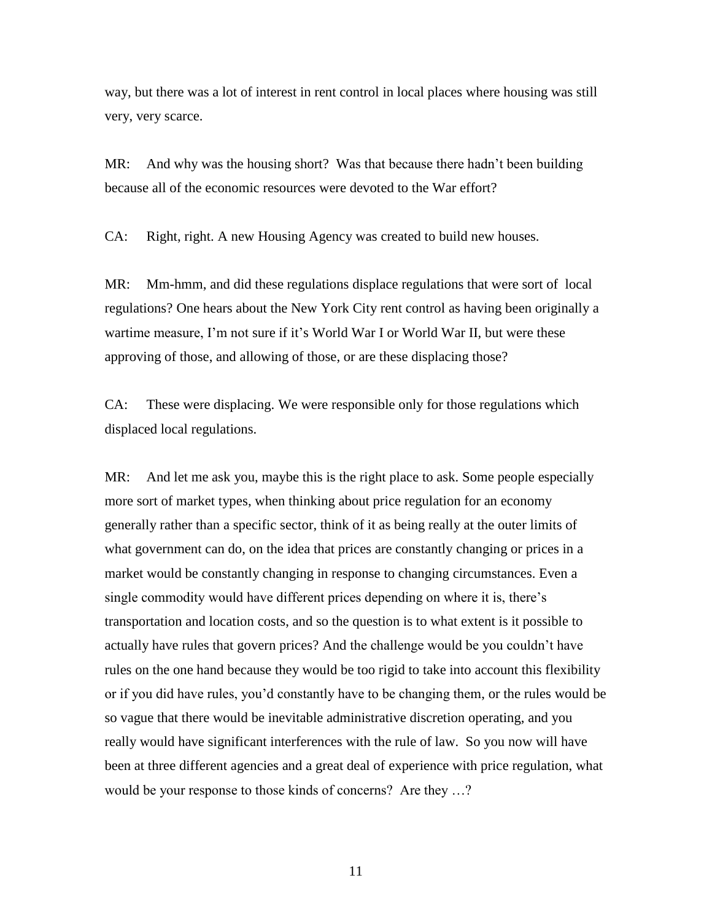way, but there was a lot of interest in rent control in local places where housing was still very, very scarce.

MR: And why was the housing short? Was that because there hadn't been building because all of the economic resources were devoted to the War effort?

CA: Right, right. A new Housing Agency was created to build new houses.

MR: Mm-hmm, and did these regulations displace regulations that were sort of local regulations? One hears about the New York City rent control as having been originally a wartime measure, I'm not sure if it's World War I or World War II, but were these approving of those, and allowing of those, or are these displacing those?

CA: These were displacing. We were responsible only for those regulations which displaced local regulations.

MR: And let me ask you, maybe this is the right place to ask. Some people especially more sort of market types, when thinking about price regulation for an economy generally rather than a specific sector, think of it as being really at the outer limits of what government can do, on the idea that prices are constantly changing or prices in a market would be constantly changing in response to changing circumstances. Even a single commodity would have different prices depending on where it is, there's transportation and location costs, and so the question is to what extent is it possible to actually have rules that govern prices? And the challenge would be you couldn't have rules on the one hand because they would be too rigid to take into account this flexibility or if you did have rules, you'd constantly have to be changing them, or the rules would be so vague that there would be inevitable administrative discretion operating, and you really would have significant interferences with the rule of law. So you now will have been at three different agencies and a great deal of experience with price regulation, what would be your response to those kinds of concerns? Are they …?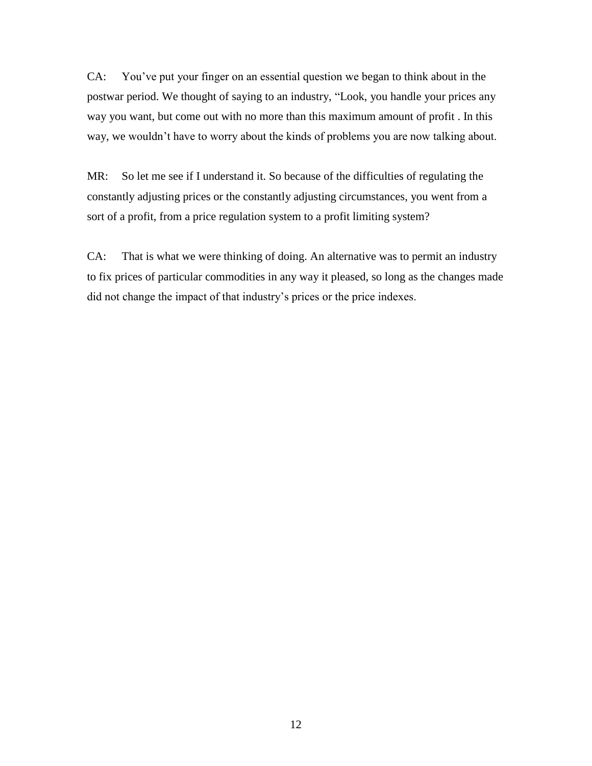CA: You've put your finger on an essential question we began to think about in the postwar period. We thought of saying to an industry, "Look, you handle your prices any way you want, but come out with no more than this maximum amount of profit . In this way, we wouldn't have to worry about the kinds of problems you are now talking about.

MR: So let me see if I understand it. So because of the difficulties of regulating the constantly adjusting prices or the constantly adjusting circumstances, you went from a sort of a profit, from a price regulation system to a profit limiting system?

CA: That is what we were thinking of doing. An alternative was to permit an industry to fix prices of particular commodities in any way it pleased, so long as the changes made did not change the impact of that industry's prices or the price indexes.